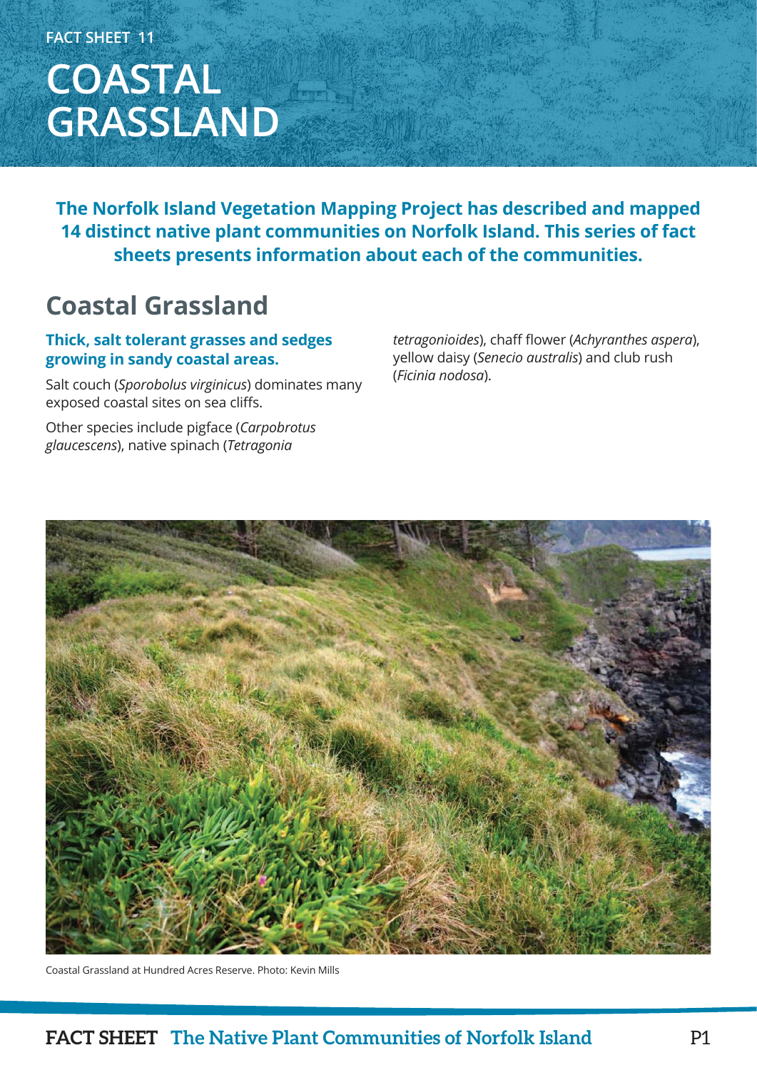FACT SHEET 11

# COASTAL GRASSLAND

**The Norfolk Island Vegetation Mapping Project has described and mapped 14 distinct native plant communities on Norfolk Island. This series of fact sheets presents information about each of the communities.**

## Coastal Grassland

### Thick, salt tolerant grasses and sedges growing in sandy coastal areas.

Salt couch (*Sporobolus virginicus*) dominates many exposed coastal sites on sea cliffs.

Other species include pigface (*Carpobrotus glaucescens*), native spinach (*Tetragonia tetragonioides*), chaff flower (*Achyranthes aspera*), yellow daisy (*Senecio australis*) and club rush (*Ficinia nodosa*).

Coastal Grassland at Hundred Acres Reserve. Photo: Kevin Mills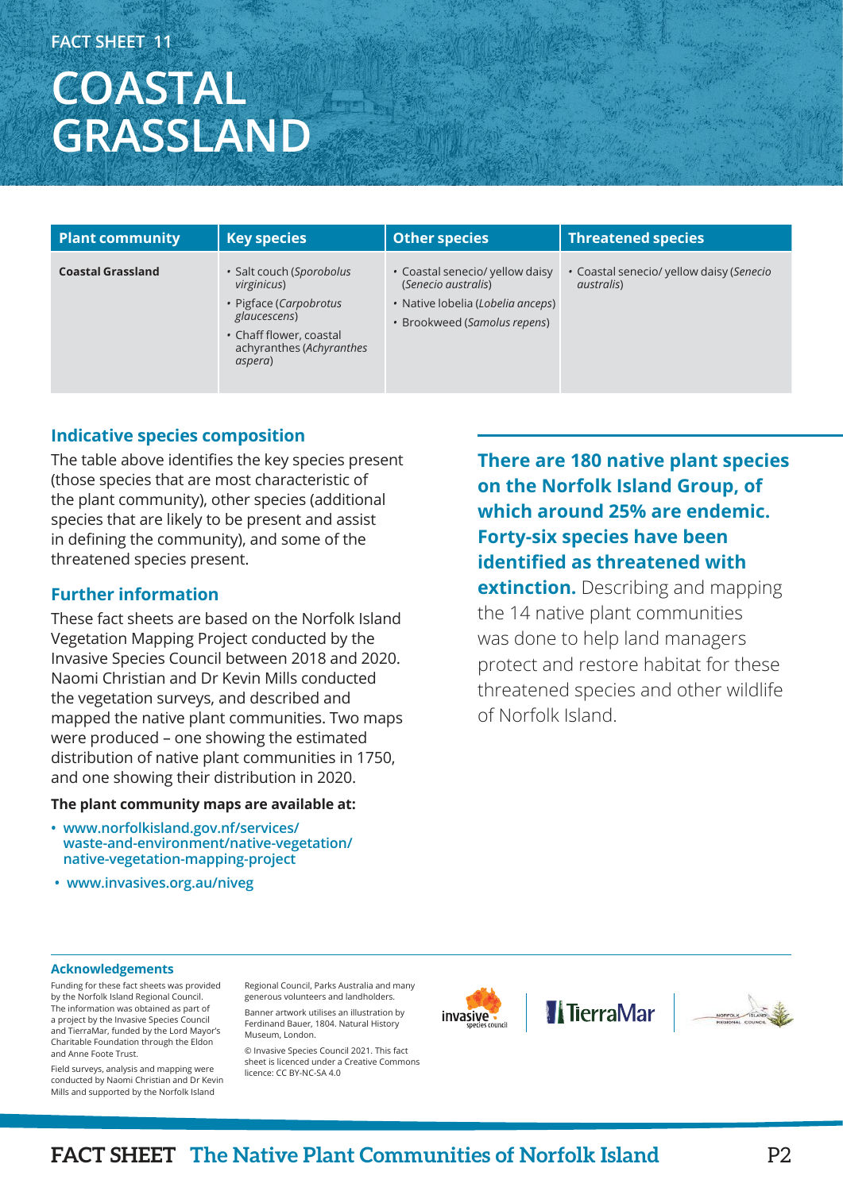FACT SHEET 11

# COASTAL GRASSLAND

| Plant community | Key species | Other species | Threatened species |
| --- | --- | --- | --- |
| **Coastal Grassland** | • Salt couch (*Sporobolus virginicus*)<br>• Pigface (*Carpobrotus glaucescens*)<br>• Chaff flower, coastal achyranthes (*Achyranthes aspera*) | • Coastal senecio/ yellow daisy (*Senecio australis*)<br>• Native lobelia (*Lobelia anceps*)<br>• Brookweed (*Samolus repens*) | • Coastal senecio/ yellow daisy (*Senecio australis*) |

## Indicative species composition

The table above identifies the key species present (those species that are most characteristic of the plant community), other species (additional species that are likely to be present and assist in defining the community), and some of the threatened species present.

## Further information

These fact sheets are based on the Norfolk Island Vegetation Mapping Project conducted by the Invasive Species Council between 2018 and 2020. Naomi Christian and Dr Kevin Mills conducted the vegetation surveys, and described and mapped the native plant communities. Two maps were produced – one showing the estimated distribution of native plant communities in 1750, and one showing their distribution in 2020.

**The plant community maps are available at:**

- www.norfolkisland.gov.nf/services/waste-and-environment/native-vegetation/native-vegetation-mapping-project
- www.invasives.org.au/niveg

**There are 180 native plant species on the Norfolk Island Group, of which around 25% are endemic. Forty-six species have been identified as threatened with extinction.** Describing and mapping the 14 native plant communities was done to help land managers protect and restore habitat for these threatened species and other wildlife of Norfolk Island.

### Acknowledgements

Funding for these fact sheets was provided by the Norfolk Island Regional Council. The information was obtained as part of a project by the Invasive Species Council and TierraMar, funded by the Lord Mayor's Charitable Foundation through the Eldon and Anne Foote Trust.

Field surveys, analysis and mapping were conducted by Naomi Christian and Dr Kevin Mills and supported by the Norfolk Island Regional Council, Parks Australia and many generous volunteers and landholders.

Banner artwork utilises an illustration by Ferdinand Bauer, 1804. Natural History Museum, London.

© Invasive Species Council 2021. This fact sheet is licenced under a Creative Commons licence: CC BY-NC-SA 4.0

**FACT SHEET** The Native Plant Communities of Norfolk Island